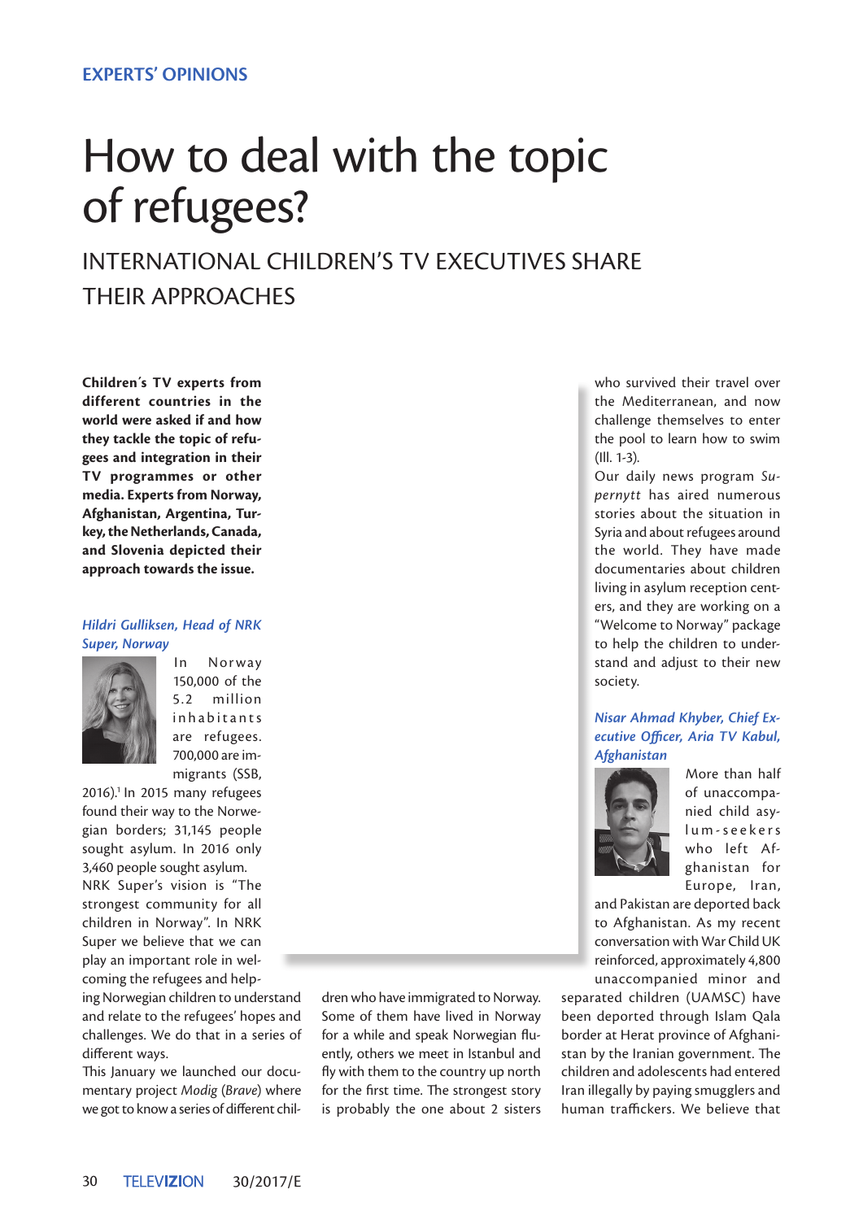EXPERTS' OPINIONS

# How to deal with the topic of refugees?

## INTERNATIONAL CHILDREN'S TV EXECUTIVES SHARE THEIR APPROACHES

**Children´s TV experts from different countries in the world were asked if and how they tackle the topic of refugees and integration in their TV programmes or other media. Experts from Norway, Afghanistan, Argentina, Turkey, the Netherlands, Canada, and Slovenia depicted their approach towards the issue.**

### *Hildri Gulliksen, Head of NRK Super, Norway*

In Norway 150,000 of the 5.2 million inhabitants are refugees. 700,000 are immigrants (SSB, 2016).[1] In 2015 many refugees found their way to the Norwegian borders; 31,145 people sought asylum. In 2016 only 3,460 people sought asylum.

NRK Super's vision is "The strongest community for all children in Norway". In NRK Super we believe that we can play an important role in welcoming the refugees and helping Norwegian children to understand and relate to the refugees' hopes and challenges. We do that in a series of different ways.

This January we launched our documentary project *Modig* (*Brave*) where we got to know a series of different children who have immigrated to Norway. Some of them have lived in Norway for a while and speak Norwegian fluently, others we meet in Istanbul and fly with them to the country up north for the first time. The strongest story is probably the one about 2 sisters who survived their travel over the Mediterranean, and now challenge themselves to enter the pool to learn how to swim (Ill. 1-3).

Our daily news program *Supernytt* has aired numerous stories about the situation in Syria and about refugees around the world. They have made documentaries about children living in asylum reception centers, and they are working on a "Welcome to Norway" package to help the children to understand and adjust to their new society.

### *Nisar Ahmad Khyber, Chief Executive Officer, Aria TV Kabul, Afghanistan*

More than half of unaccompanied child asylum-seekers who left Afghanistan for Europe, Iran, and Pakistan are deported back to Afghanistan. As my recent conversation with War Child UK reinforced, approximately 4,800 unaccompanied minor and separated children (UAMSC) have been deported through Islam Qala border at Herat province of Afghanistan by the Iranian government. The children and adolescents had entered Iran illegally by paying smugglers and human traffickers. We believe that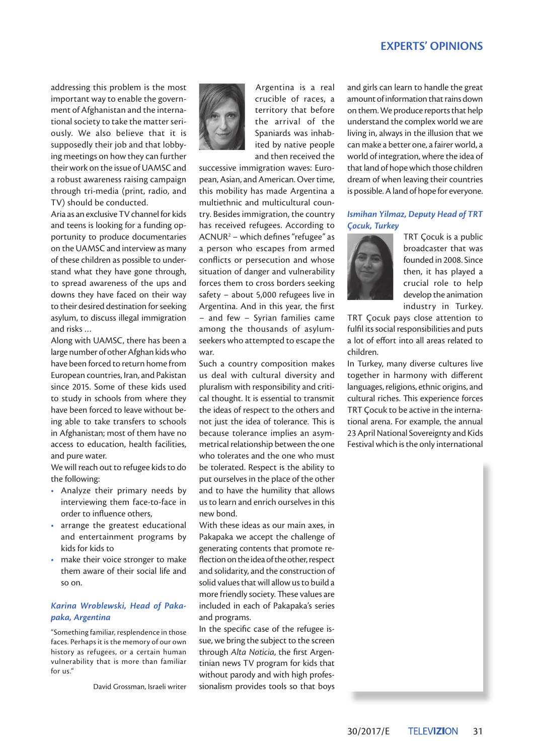addressing this problem is the most important way to enable the government of Afghanistan and the international society to take the matter seriously. We also believe that it is supposedly their job and that lobbying meetings on how they can further their work on the issue of UAMSC and a robust awareness raising campaign through tri-media (print, radio, and TV) should be conducted.

Aria as an exclusive TV channel for kids and teens is looking for a funding opportunity to produce documentaries on the UAMSC and interview as many of these children as possible to understand what they have gone through, to spread awareness of the ups and downs they have faced on their way to their desired destination for seeking asylum, to discuss illegal immigration and risks …

Along with UAMSC, there has been a large number of other Afghan kids who have been forced to return home from European countries, Iran, and Pakistan since 2015. Some of these kids used to study in schools from where they have been forced to leave without being able to take transfers to schools in Afghanistan; most of them have no access to education, health facilities, and pure water.

We will reach out to refugee kids to do the following:

- Analyze their primary needs by interviewing them face-to-face in order to influence others,
- arrange the greatest educational and entertainment programs by kids for kids to
- make their voice stronger to make them aware of their social life and so on.

### *Karina Wroblewski, Head of Pakapaka, Argentina*

"Something familiar, resplendence in those faces. Perhaps it is the memory of our own history as refugees, or a certain human vulnerability that is more than familiar for us."

David Grossman, Israeli writer

Argentina is a real crucible of races, a territory that before the arrival of the Spaniards was inhabited by native people and then received the successive immigration waves: European, Asian, and American. Over time, this mobility has made Argentina a multiethnic and multicultural country. Besides immigration, the country has received refugees. According to ACNUR[2] – which defines "refugee" as a person who escapes from armed conflicts or persecution and whose situation of danger and vulnerability forces them to cross borders seeking safety – about 5,000 refugees live in Argentina. And in this year, the first – and few – Syrian families came among the thousands of asylum-seekers who attempted to escape the war.

Such a country composition makes us deal with cultural diversity and pluralism with responsibility and critical thought. It is essential to transmit the ideas of respect to the others and not just the idea of tolerance. This is because tolerance implies an asymmetrical relationship between the one who tolerates and the one who must be tolerated. Respect is the ability to put ourselves in the place of the other and to have the humility that allows us to learn and enrich ourselves in this new bond.

With these ideas as our main axes, in Pakapaka we accept the challenge of generating contents that promote reflection on the idea of the other, respect and solidarity, and the construction of solid values that will allow us to build a more friendly society. These values are included in each of Pakapaka's series and programs.

In the specific case of the refugee issue, we bring the subject to the screen through *Alta Noticia*, the first Argentinian news TV program for kids that without parody and with high professionalism provides tools so that boys and girls can learn to handle the great amount of information that rains down on them. We produce reports that help understand the complex world we are living in, always in the illusion that we can make a better one, a fairer world, a world of integration, where the idea of that land of hope which those children dream of when leaving their countries is possible. A land of hope for everyone.

### *Ismihan Yilmaz, Deputy Head of TRT Çocuk, Turkey*

TRT Çocuk is a public broadcaster that was founded in 2008. Since then, it has played a crucial role to help develop the animation industry in Turkey. TRT Çocuk pays close attention to fulfil its social responsibilities and puts a lot of effort into all areas related to children.

In Turkey, many diverse cultures live together in harmony with different languages, religions, ethnic origins, and cultural riches. This experience forces TRT Çocuk to be active in the international arena. For example, the annual 23 April National Sovereignty and Kids Festival which is the only international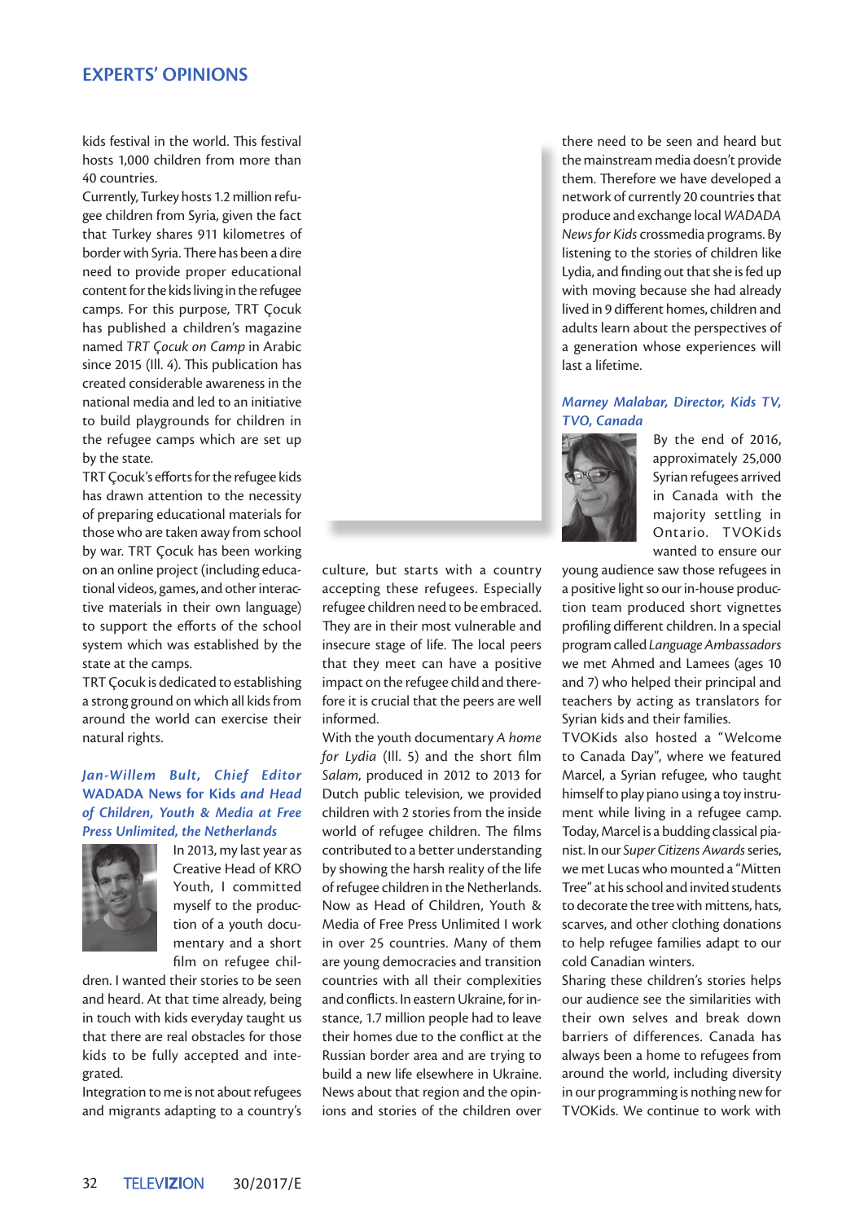kids festival in the world. This festival hosts 1,000 children from more than 40 countries.

Currently, Turkey hosts 1.2 million refugee children from Syria, given the fact that Turkey shares 911 kilometres of border with Syria. There has been a dire need to provide proper educational content for the kids living in the refugee camps. For this purpose, TRT Çocuk has published a children's magazine named *TRT Çocuk on Camp* in Arabic since 2015 (Ill. 4). This publication has created considerable awareness in the national media and led to an initiative to build playgrounds for children in the refugee camps which are set up by the state.

TRT Çocuk's efforts for the refugee kids has drawn attention to the necessity of preparing educational materials for those who are taken away from school by war. TRT Çocuk has been working on an online project (including educational videos, games, and other interactive materials in their own language) to support the efforts of the school system which was established by the state at the camps.

TRT Çocuk is dedicated to establishing a strong ground on which all kids from around the world can exercise their natural rights.

### *Jan-Willem Bult, Chief Editor* WADADA News for Kids *and Head of Children, Youth & Media at Free Press Unlimited, the Netherlands*

In 2013, my last year as Creative Head of KRO Youth, I committed myself to the production of a youth documentary and a short film on refugee children. I wanted their stories to be seen and heard. At that time already, being in touch with kids everyday taught us that there are real obstacles for those kids to be fully accepted and integrated.

Integration to me is not about refugees and migrants adapting to a country's culture, but starts with a country accepting these refugees. Especially refugee children need to be embraced. They are in their most vulnerable and insecure stage of life. The local peers that they meet can have a positive impact on the refugee child and therefore it is crucial that the peers are well informed.

With the youth documentary *A home for Lydia* (Ill. 5) and the short film *Salam*, produced in 2012 to 2013 for Dutch public television, we provided children with 2 stories from the inside world of refugee children. The films contributed to a better understanding by showing the harsh reality of the life of refugee children in the Netherlands. Now as Head of Children, Youth & Media of Free Press Unlimited I work in over 25 countries. Many of them are young democracies and transition countries with all their complexities and conflicts. In eastern Ukraine, for instance, 1.7 million people had to leave their homes due to the conflict at the Russian border area and are trying to build a new life elsewhere in Ukraine. News about that region and the opinions and stories of the children over there need to be seen and heard but the mainstream media doesn't provide them. Therefore we have developed a network of currently 20 countries that produce and exchange local *WADADA News for Kids* crossmedia programs. By listening to the stories of children like Lydia, and finding out that she is fed up with moving because she had already lived in 9 different homes, children and adults learn about the perspectives of a generation whose experiences will last a lifetime.

### *Marney Malabar, Director, Kids TV, TVO, Canada*

By the end of 2016, approximately 25,000 Syrian refugees arrived in Canada with the majority settling in Ontario. TVOKids wanted to ensure our young audience saw those refugees in a positive light so our in-house production team produced short vignettes profiling different children. In a special program called *Language Ambassadors* we met Ahmed and Lamees (ages 10 and 7) who helped their principal and teachers by acting as translators for Syrian kids and their families.

TVOKids also hosted a "Welcome to Canada Day", where we featured Marcel, a Syrian refugee, who taught himself to play piano using a toy instrument while living in a refugee camp. Today, Marcel is a budding classical pianist. In our *Super Citizens Awards* series, we met Lucas who mounted a "Mitten Tree" at his school and invited students to decorate the tree with mittens, hats, scarves, and other clothing donations to help refugee families adapt to our cold Canadian winters.

Sharing these children's stories helps our audience see the similarities with their own selves and break down barriers of differences. Canada has always been a home to refugees from around the world, including diversity in our programming is nothing new for TVOKids. We continue to work with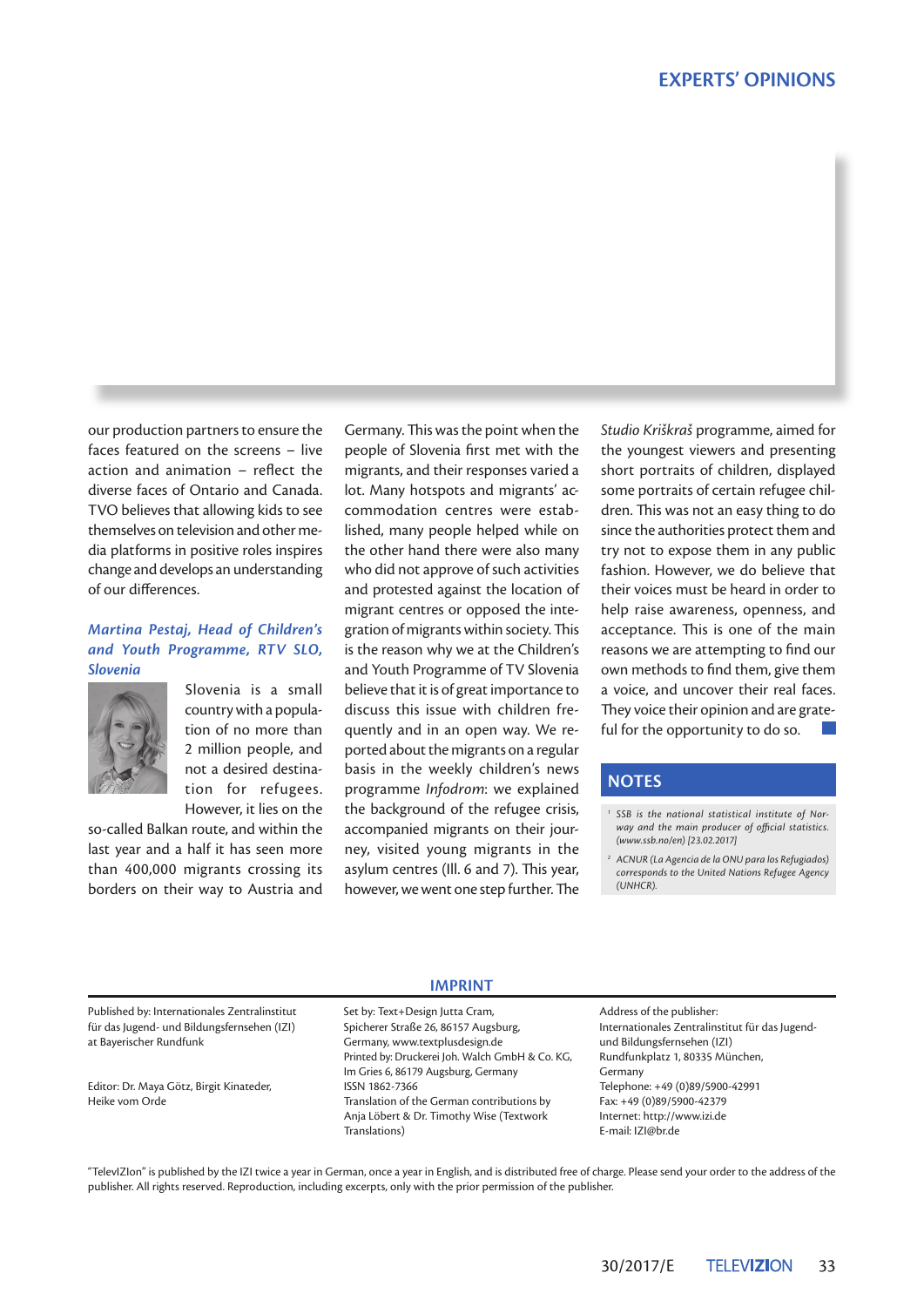our production partners to ensure the faces featured on the screens – live action and animation – reflect the diverse faces of Ontario and Canada. TVO believes that allowing kids to see themselves on television and other media platforms in positive roles inspires change and develops an understanding of our differences.

***Martina Pestaj, Head of Children's and Youth Programme, RTV SLO, Slovenia***

Slovenia is a small country with a population of no more than 2 million people, and not a desired destination for refugees. However, it lies on the so-called Balkan route, and within the last year and a half it has seen more than 400,000 migrants crossing its borders on their way to Austria and Germany. This was the point when the people of Slovenia first met with the migrants, and their responses varied a lot. Many hotspots and migrants' accommodation centres were established, many people helped while on the other hand there were also many who did not approve of such activities and protested against the location of migrant centres or opposed the integration of migrants within society. This is the reason why we at the Children's and Youth Programme of TV Slovenia believe that it is of great importance to discuss this issue with children frequently and in an open way. We reported about the migrants on a regular basis in the weekly children's news programme *Infodrom*: we explained the background of the refugee crisis, accompanied migrants on their journey, visited young migrants in the asylum centres (Ill. 6 and 7). This year, however, we went one step further. The *Studio Kriškraš* programme, aimed for the youngest viewers and presenting short portraits of children, displayed some portraits of certain refugee children. This was not an easy thing to do since the authorities protect them and try not to expose them in any public fashion. However, we do believe that their voices must be heard in order to help raise awareness, openness, and acceptance. This is one of the main reasons we are attempting to find our own methods to find them, give them a voice, and uncover their real faces. They voice their opinion and are grateful for the opportunity to do so.

## NOTES

[1] *SSB is the national statistical institute of Norway and the main producer of official statistics. (www.ssb.no/en) [23.02.2017]*

[2] *ACNUR (La Agencia de la ONU para los Refugiados) corresponds to the United Nations Refugee Agency (UNHCR).*

## IMPRINT

Published by: Internationales Zentralinstitut für das Jugend- und Bildungsfernsehen (IZI) at Bayerischer Rundfunk

Editor: Dr. Maya Götz, Birgit Kinateder, Heike vom Orde

Set by: Text+Design Jutta Cram, Spicherer Straße 26, 86157 Augsburg, Germany, www.textplusdesign.de
Printed by: Druckerei Joh. Walch GmbH & Co. KG, Im Gries 6, 86179 Augsburg, Germany
ISSN 1862-7366
Translation of the German contributions by Anja Löbert & Dr. Timothy Wise (Textwork Translations)

Address of the publisher:
Internationales Zentralinstitut für das Jugend- und Bildungsfernsehen (IZI)
Rundfunkplatz 1, 80335 München, Germany
Telephone: +49 (0)89/5900-42991
Fax: +49 (0)89/5900-42379
Internet: http://www.izi.de
E-mail: IZI@br.de

"TelevIZIon" is published by the IZI twice a year in German, once a year in English, and is distributed free of charge. Please send your order to the address of the publisher. All rights reserved. Reproduction, including excerpts, only with the prior permission of the publisher.